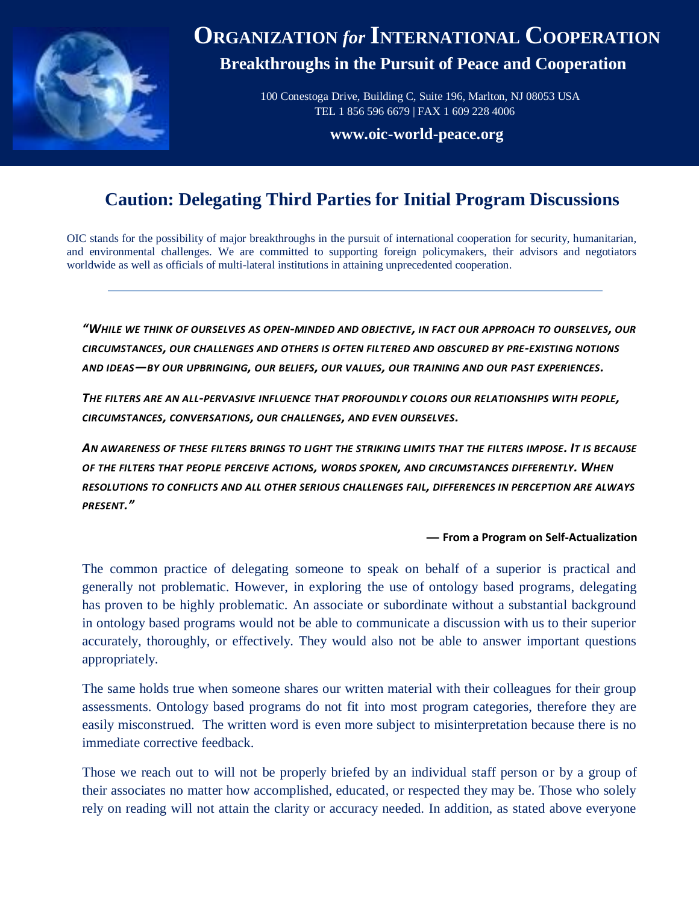# ORGANIZATION *for* INTERNATIONAL COOPERATION

**Breakthroughs in the Pursuit of Peace and Cooperation**

100 Conestoga Drive, Building C, Suite 196, Marlton, NJ 08053 USA
TEL 1 856 596 6679 | FAX 1 609 228 4006

**www.oic-world-peace.org**

## Caution: Delegating Third Parties for Initial Program Discussions

OIC stands for the possibility of major breakthroughs in the pursuit of international cooperation for security, humanitarian, and environmental challenges. We are committed to supporting foreign policymakers, their advisors and negotiators worldwide as well as officials of multi-lateral institutions in attaining unprecedented cooperation.

---

***"WHILE WE THINK OF OURSELVES AS OPEN-MINDED AND OBJECTIVE, IN FACT OUR APPROACH TO OURSELVES, OUR CIRCUMSTANCES, OUR CHALLENGES AND OTHERS IS OFTEN FILTERED AND OBSCURED BY PRE-EXISTING NOTIONS AND IDEAS—BY OUR UPBRINGING, OUR BELIEFS, OUR VALUES, OUR TRAINING AND OUR PAST EXPERIENCES.***

***THE FILTERS ARE AN ALL-PERVASIVE INFLUENCE THAT PROFOUNDLY COLORS OUR RELATIONSHIPS WITH PEOPLE, CIRCUMSTANCES, CONVERSATIONS, OUR CHALLENGES, AND EVEN OURSELVES.***

***AN AWARENESS OF THESE FILTERS BRINGS TO LIGHT THE STRIKING LIMITS THAT THE FILTERS IMPOSE. IT IS BECAUSE OF THE FILTERS THAT PEOPLE PERCEIVE ACTIONS, WORDS SPOKEN, AND CIRCUMSTANCES DIFFERENTLY. WHEN RESOLUTIONS TO CONFLICTS AND ALL OTHER SERIOUS CHALLENGES FAIL, DIFFERENCES IN PERCEPTION ARE ALWAYS PRESENT."***

**— From a Program on Self-Actualization**

The common practice of delegating someone to speak on behalf of a superior is practical and generally not problematic. However, in exploring the use of ontology based programs, delegating has proven to be highly problematic. An associate or subordinate without a substantial background in ontology based programs would not be able to communicate a discussion with us to their superior accurately, thoroughly, or effectively. They would also not be able to answer important questions appropriately.

The same holds true when someone shares our written material with their colleagues for their group assessments. Ontology based programs do not fit into most program categories, therefore they are easily misconstrued. The written word is even more subject to misinterpretation because there is no immediate corrective feedback.

Those we reach out to will not be properly briefed by an individual staff person or by a group of their associates no matter how accomplished, educated, or respected they may be. Those who solely rely on reading will not attain the clarity or accuracy needed. In addition, as stated above everyone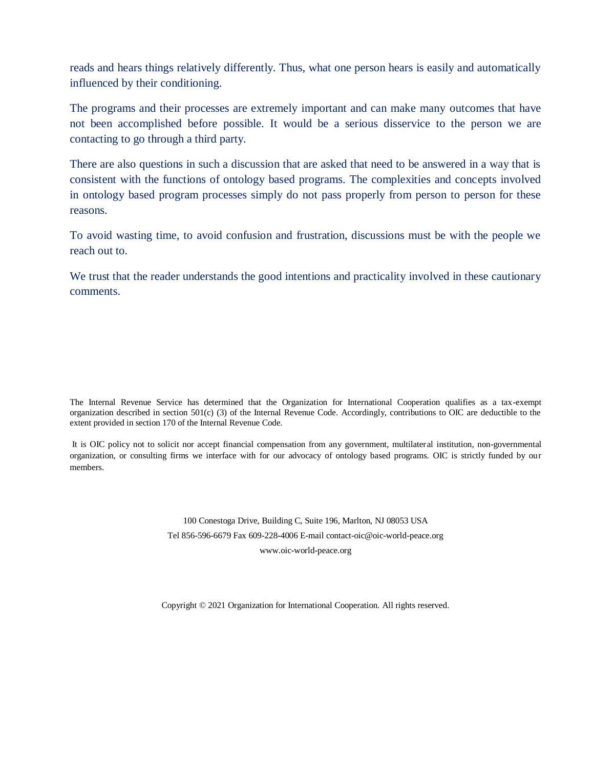reads and hears things relatively differently. Thus, what one person hears is easily and automatically influenced by their conditioning.

The programs and their processes are extremely important and can make many outcomes that have not been accomplished before possible. It would be a serious disservice to the person we are contacting to go through a third party.

There are also questions in such a discussion that are asked that need to be answered in a way that is consistent with the functions of ontology based programs. The complexities and concepts involved in ontology based program processes simply do not pass properly from person to person for these reasons.

To avoid wasting time, to avoid confusion and frustration, discussions must be with the people we reach out to.

We trust that the reader understands the good intentions and practicality involved in these cautionary comments.

The Internal Revenue Service has determined that the Organization for International Cooperation qualifies as a tax-exempt organization described in section 501(c) (3) of the Internal Revenue Code. Accordingly, contributions to OIC are deductible to the extent provided in section 170 of the Internal Revenue Code.

It is OIC policy not to solicit nor accept financial compensation from any government, multilateral institution, non-governmental organization, or consulting firms we interface with for our advocacy of ontology based programs. OIC is strictly funded by our members.

100 Conestoga Drive, Building C, Suite 196, Marlton, NJ 08053 USA

Tel 856-596-6679 Fax 609-228-4006 E-mail contact-oic@oic-world-peace.org

www.oic-world-peace.org

Copyright © 2021 Organization for International Cooperation. All rights reserved.